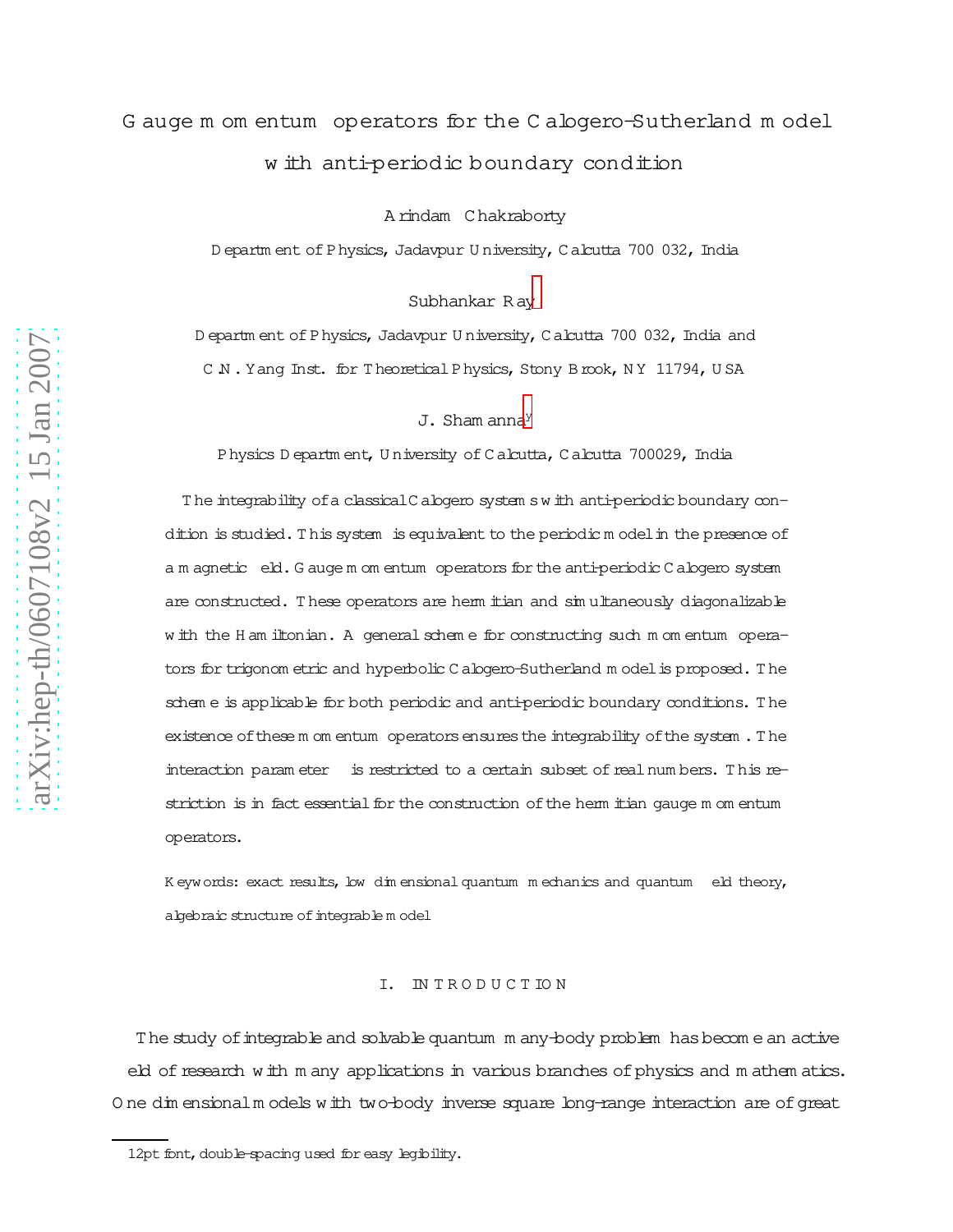# Gauge momentum operators for the Calogero-Sutherland model with anti-periodic boundary condition

Arindam Chakraborty

Department of Physics, Jadavpur University, Calcutta 700 032, India

Subhankar Ray[*]

Department of Physics, Jadavpur University, Calcutta 700 032, India and

C.N. Yang Inst. for Theoretical Physics, Stony Brook, NY 11794, USA

J. Shamanna[†]

Physics Department, University of Calcutta, Calcutta 700029, India

The integrability of a classical Calogero systems with anti-periodic boundary condition is studied. This system is equivalent to the periodic model in the presence of a magnetic field. Gauge momentum operators for the anti-periodic Calogero system are constructed. These operators are hermitian and simultaneously diagonalizable with the Hamiltonian. A general scheme for constructing such momentum operators for trigonometric and hyperbolic Calogero-Sutherland model is proposed. The scheme is applicable for both periodic and anti-periodic boundary conditions. The existence of these momentum operators ensures the integrability of the system. The interaction parameter is restricted to a certain subset of real numbers. This restriction is in fact essential for the construction of the hermitian gauge momentum operators.

Keywords: exact results, low dimensional quantum mechanics and quantum field theory, algebraic structure of integrable model

## I. INTRODUCTION

The study of integrable and solvable quantum many-body problem has become an active field of research with many applications in various branches of physics and mathematics. One dimensional models with two-body inverse square long-range interaction are of great

---

12pt font, double-spacing used for easy legibility.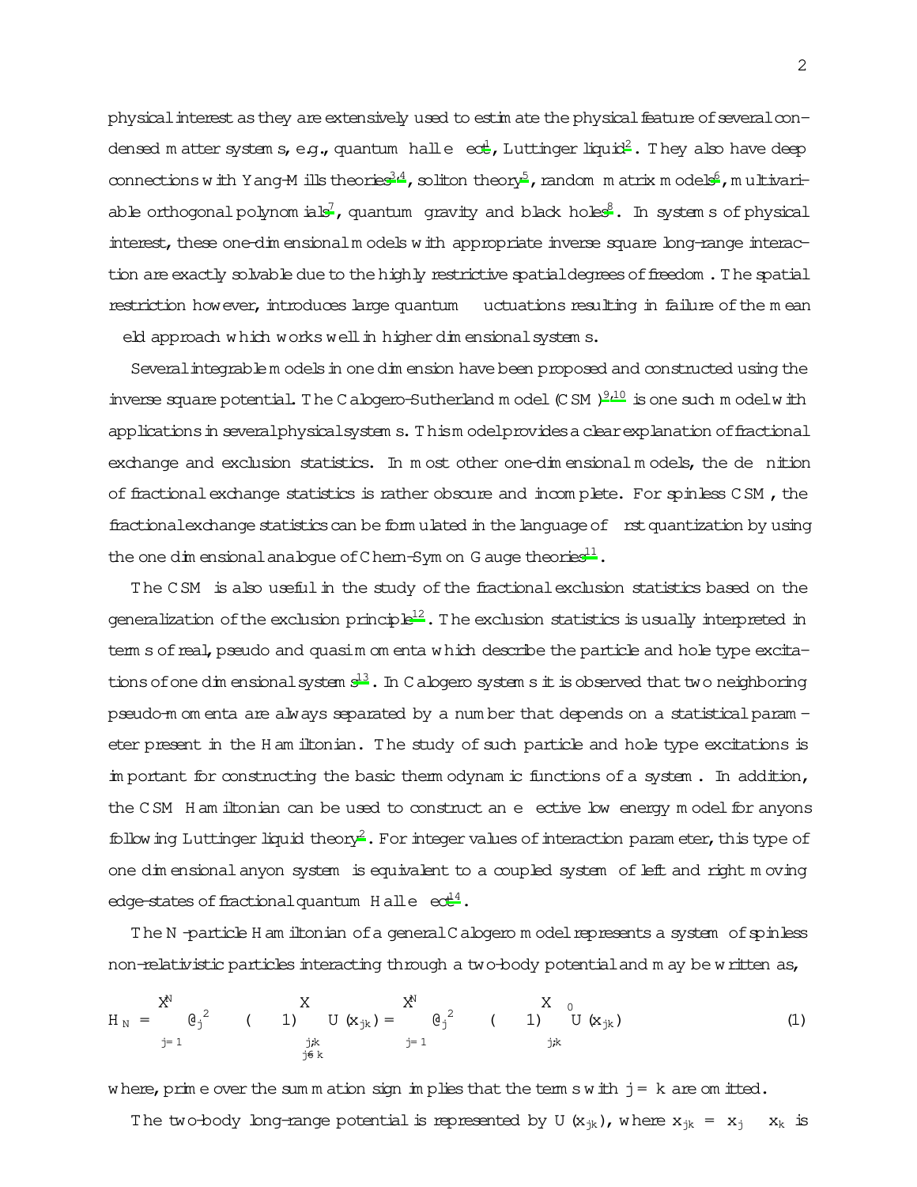physical interest as they are extensively used to estimate the physical feature of several condensed matter systems, e.g., quantum hall effect[1], Luttinger liquid[2]. They also have deep connections with Yang-Mills theories[3,4], soliton theory[5], random matrix models[6], multivariable orthogonal polynomials[7], quantum gravity and black holes[8]. In systems of physical interest, these one-dimensional models with appropriate inverse square long-range interaction are exactly solvable due to the highly restrictive spatial degrees of freedom. The spatial restriction however, introduces large quantum fluctuations resulting in failure of the mean field approach which works well in higher dimensional systems.

Several integrable models in one dimension have been proposed and constructed using the inverse square potential. The Calogero-Sutherland model (CSM)[9,10] is one such model with applications in several physical systems. This model provides a clear explanation of fractional exchange and exclusion statistics. In most other one-dimensional models, the definition of fractional exchange statistics is rather obscure and incomplete. For spinless CSM, the fractional exchange statistics can be formulated in the language of first quantization by using the one dimensional analogue of Chern-Symon Gauge theories[11].

The CSM is also useful in the study of the fractional exclusion statistics based on the generalization of the exclusion principle[12]. The exclusion statistics is usually interpreted in terms of real, pseudo and quasimomenta which describe the particle and hole type excitations of one dimensional systems[13]. In Calogero systems it is observed that two neighboring pseudo-momenta are always separated by a number that depends on a statistical parameter present in the Hamiltonian. The study of such particle and hole type excitations is important for constructing the basic thermodynamic functions of a system. In addition, the CSM Hamiltonian can be used to construct an effective low energy model for anyons following Luttinger liquid theory[2]. For integer values of interaction parameter, this type of one dimensional anyon system is equivalent to a coupled system of left and right moving edge-states of fractional quantum Hall effect[14].

The $N$-particle Hamiltonian of a general Calogero model represents a system of spinless non-relativistic particles interacting through a two-body potential and may be written as,

$$H_N = -\sum_{j=1}^{N} \partial_j^{\,2} - (-1) \sum_{\substack{j,k \\ j\neq k}} U(x_{jk}) = -\sum_{j=1}^{N} \partial_j^{\,2} - (-1) \sum_{j,k}{}' U(x_{jk}) \qquad (1)$$

where, prime over the summation sign implies that the terms with $j = k$ are omitted.

The two-body long-range potential is represented by $U(x_{jk})$, where $x_{jk} = x_j - x_k$ is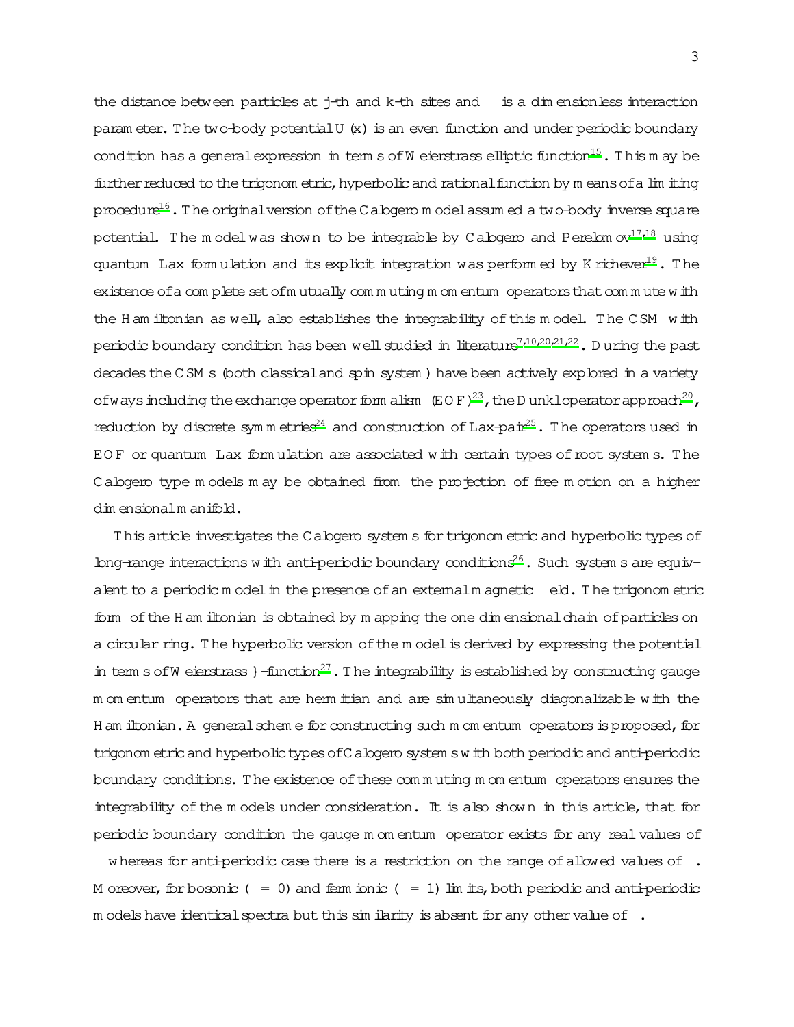the distance between particles at j-th and k-th sites and $\beta$ is a dimensionless interaction parameter. The two-body potential $U(x)$ is an even function and under periodic boundary condition has a general expression in terms of Weierstrass elliptic function[15]. This may be further reduced to the trigonometric, hyperbolic and rational function by means of a limiting procedure[16]. The original version of the Calogero model assumed a two-body inverse square potential. The model was shown to be integrable by Calogero and Perelomov[17,18] using quantum Lax formulation and its explicit integration was performed by Krichever[19]. The existence of a complete set of mutually commuting momentum operators that commute with the Hamiltonian as well, also establishes the integrability of this model. The CSM with periodic boundary condition has been well studied in literature[7,10,20,21,22]. During the past decades the CSMs (both classical and spin system) have been actively explored in a variety of ways including the exchange operator formalism (EOF)[23], the Dunkl operator approach[20], reduction by discrete symmetries[24] and construction of Lax-pair[25]. The operators used in EOF or quantum Lax formulation are associated with certain types of root systems. The Calogero type models may be obtained from the projection of free motion on a higher dimensional manifold.

This article investigates the Calogero systems for trigonometric and hyperbolic types of long-range interactions with anti-periodic boundary conditions[26]. Such systems are equivalent to a periodic model in the presence of an external magnetic field. The trigonometric form of the Hamiltonian is obtained by mapping the one dimensional chain of particles on a circular ring. The hyperbolic version of the model is derived by expressing the potential in terms of Weierstrass $\wp$-function[27]. The integrability is established by constructing gauge momentum operators that are hermitian and are simultaneously diagonalizable with the Hamiltonian. A general scheme for constructing such momentum operators is proposed, for trigonometric and hyperbolic types of Calogero systems with both periodic and anti-periodic boundary conditions. The existence of these commuting momentum operators ensures the integrability of the models under consideration. It is also shown in this article, that for periodic boundary condition the gauge momentum operator exists for any real values of $\beta$ whereas for anti-periodic case there is a restriction on the range of allowed values of $\beta$. Moreover, for bosonic ($\beta = 0$) and fermionic ($\beta = 1$) limits, both periodic and anti-periodic models have identical spectra but this similarity is absent for any other value of $\beta$.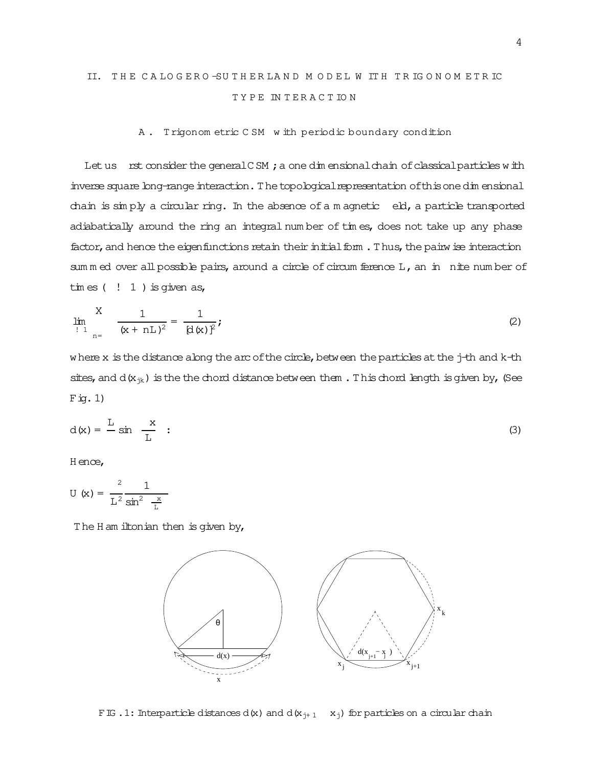## II. THE CALOGERO-SUTHERLAND MODEL WITH TRIGONOMETRIC TYPE INTERACTION

### A. Trigonometric CSM with periodic boundary condition

Let us first consider the general CSM; a one dimensional chain of classical particles with inverse square long-range interaction. The topological representation of this one dimensional chain is simply a circular ring. In the absence of a magnetic field, a particle transported adiabatically around the ring an integral number of times, does not take up any phase factor, and hence the eigenfunctions retain their initial form. Thus, the pairwise interaction summed over all possible pairs, around a circle of circumference L, an infinite number of times ($\nu \to \infty$) is given as,

$$\lim_{\nu \to \infty} \sum_{n=-\nu}^{\nu} \frac{1}{(x+nL)^2} = \frac{1}{[d(x)]^2}; \tag{2}$$

where x is the distance along the arc of the circle, between the particles at the j-th and k-th sites, and $d(x_{jk})$ is the the chord distance between them. This chord length is given by, (See Fig. 1)

$$d(x) = \frac{L}{\pi} \sin\left(\frac{\pi x}{L}\right): \tag{3}$$

Hence,

$$U(x) = \frac{\pi^2}{L^2} \frac{1}{\sin^2\left(\frac{\pi x}{L}\right)}$$

The Hamiltonian then is given by,

FIG. 1: Interparticle distances $d(x)$ and $d(x_{j+1} - x_j)$ for particles on a circular chain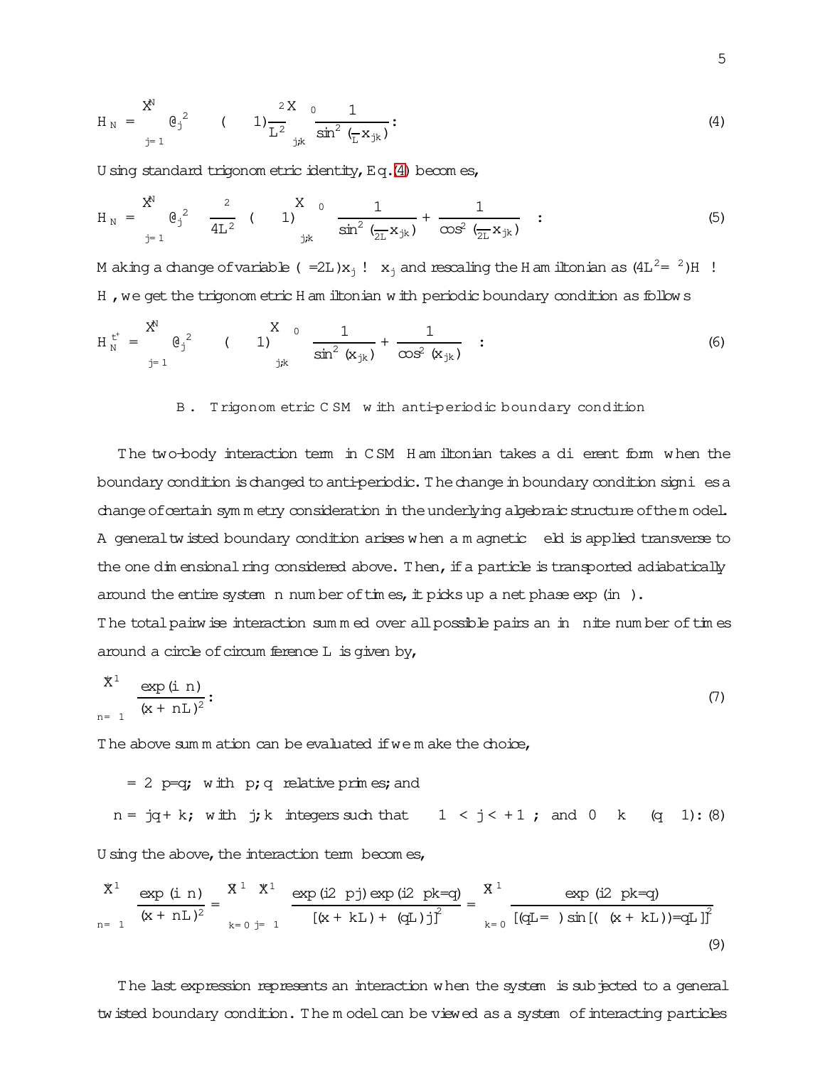$$H_N = -\sum_{j=1}^{N} \partial_j^2 - \beta(\beta-1)\frac{\pi^2}{L^2}\sum_{j,k}{}' \frac{1}{\sin^2(\frac{\pi}{L}x_{jk})}. \tag{4}$$

Using standard trigonometric identity, Eq.(4) becomes,

$$H_N = -\sum_{j=1}^{N} \partial_j^2 - \frac{\pi^2}{4L^2}\beta(\beta-1)\sum_{j,k}{}' \left[\frac{1}{\sin^2(\frac{\pi}{2L}x_{jk})} + \frac{1}{\cos^2(\frac{\pi}{2L}x_{jk})}\right]. \tag{5}$$

Making a change of variable $(\pi/2L)x_j \to x_j$ and rescaling the Hamiltonian as $(4L^2/\pi^2)H \to H$, we get the trigonometric Hamiltonian with periodic boundary condition as follows

$$H_N^{t^+} = -\sum_{j=1}^{N} \partial_j^2 - \beta(\beta-1)\sum_{j,k}{}' \left[\frac{1}{\sin^2(x_{jk})} + \frac{1}{\cos^2(x_{jk})}\right]. \tag{6}$$

### B. Trigonometric CSM with anti-periodic boundary condition

The two-body interaction term in CSM Hamiltonian takes a different form when the boundary condition is changed to anti-periodic. The change in boundary condition signifies a change of certain symmetry consideration in the underlying algebraic structure of the model. A general twisted boundary condition arises when a magnetic field is applied transverse to the one dimensional ring considered above. Then, if a particle is transported adiabatically around the entire system $n$ number of times, it picks up a net phase $\exp(in\phi)$.
The total pairwise interaction summed over all possible pairs an infinite number of times around a circle of circumference $L$ is given by,

$$\sum_{n=-\infty}^{\infty} \frac{\exp(in\phi)}{(x+nL)^2}. \tag{7}$$

The above summation can be evaluated if we make the choice,

$$\phi = 2\pi p/q; \text{ with } p, q \text{ relative primes; and}$$

$$n = jq + k; \text{ with } j, k \text{ integers such that } -\infty < j < +\infty; \text{ and } 0 \le k \le (q-1). \tag{8}$$

Using the above, the interaction term becomes,

$$\sum_{n=-\infty}^{\infty} \frac{\exp(in\phi)}{(x+nL)^2} = \sum_{k=0}^{q-1}\sum_{j=-\infty}^{\infty} \frac{\exp(i2\pi pj)\exp(i2\pi pk/q)}{[(x+kL)+(qL)j]^2} = \sum_{k=0}^{q-1} \frac{\exp(i2\pi pk/q)}{[(qL/\pi)\sin[(\pi(x+kL))/qL]]^2} \tag{9}$$

The last expression represents an interaction when the system is subjected to a general twisted boundary condition. The model can be viewed as a system of interacting particles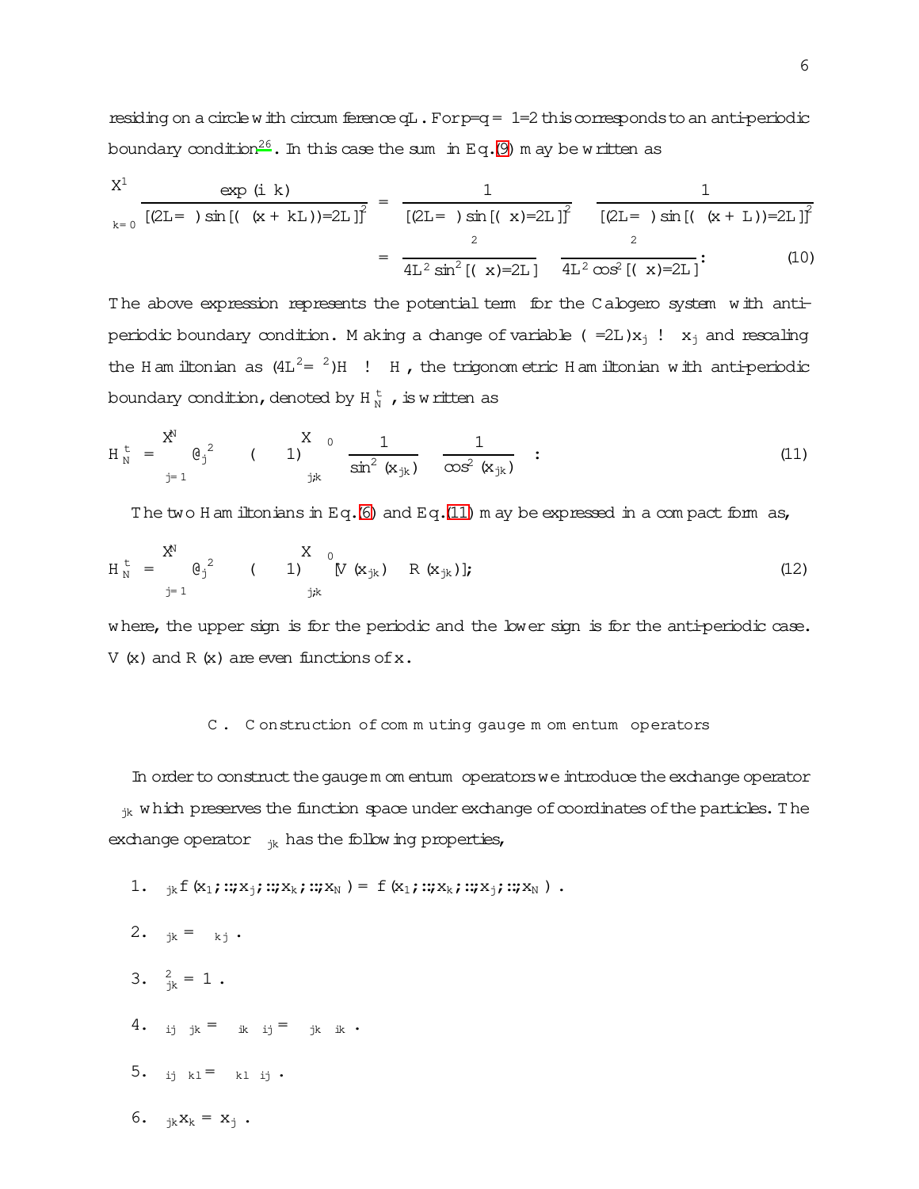residing on a circle with circumference $qL$. For $p/q = 1/2$ this corresponds to an anti-periodic boundary condition[26]. In this case the sum in Eq.(9) may be written as

$$\sum_{k=0}^{1} \frac{\exp(i\pi k)}{[(2L/\pi)\sin[(\pi(x+kL))/2L]]^2} = \frac{1}{[(2L/\pi)\sin[(\pi x)/2L]]^2} - \frac{1}{[(2L/\pi)\sin[(\pi(x+L))/2L]]^2}$$

$$= \frac{\pi^2}{4L^2\sin^2[(\pi x)/2L]} - \frac{\pi^2}{4L^2\cos^2[(\pi x)/2L]}. \tag{10}$$

The above expression represents the potential term for the Calogero system with anti-periodic boundary condition. Making a change of variable $(\pi/2L)x_j \to x_j$ and rescaling the Hamiltonian as $(4L^2/\pi^2)H \to H$, the trigonometric Hamiltonian with anti-periodic boundary condition, denoted by $H_N^{t-}$, is written as

$$H_N^{t-} = -\sum_{j=1}^{N} \partial_j^2 - \beta(\beta-1)\sum_{j,k}{}' \left(\frac{1}{\sin^2(x_{jk})} - \frac{1}{\cos^2(x_{jk})}\right). \tag{11}$$

The two Hamiltonians in Eq.(6) and Eq.(11) may be expressed in a compact form as,

$$H_N^{t\pm} = -\sum_{j=1}^{N} \partial_j^2 - \beta(\beta-1)\sum_{j,k}{}' [V(x_{jk}) \pm R(x_{jk})], \tag{12}$$

where, the upper sign is for the periodic and the lower sign is for the anti-periodic case. $V(x)$ and $R(x)$ are even functions of $x$.

### C. Construction of commuting gauge momentum operators

In order to construct the gauge momentum operators we introduce the exchange operator $M_{jk}$ which preserves the function space under exchange of coordinates of the particles. The exchange operator $M_{jk}$ has the following properties,

1. $M_{jk} f(x_1,..,x_j,..,x_k,..,x_N) = f(x_1,..,x_k,..,x_j,..,x_N)$.
2. $M_{jk} = M_{kj}$.
3. $M_{jk}^2 = 1$.
4. $M_{ij}M_{jk} = M_{ik}M_{ij} = M_{jk}M_{ik}$.
5. $M_{ij}M_{kl} = M_{kl}M_{ij}$.
6. $M_{jk}x_k = x_j$.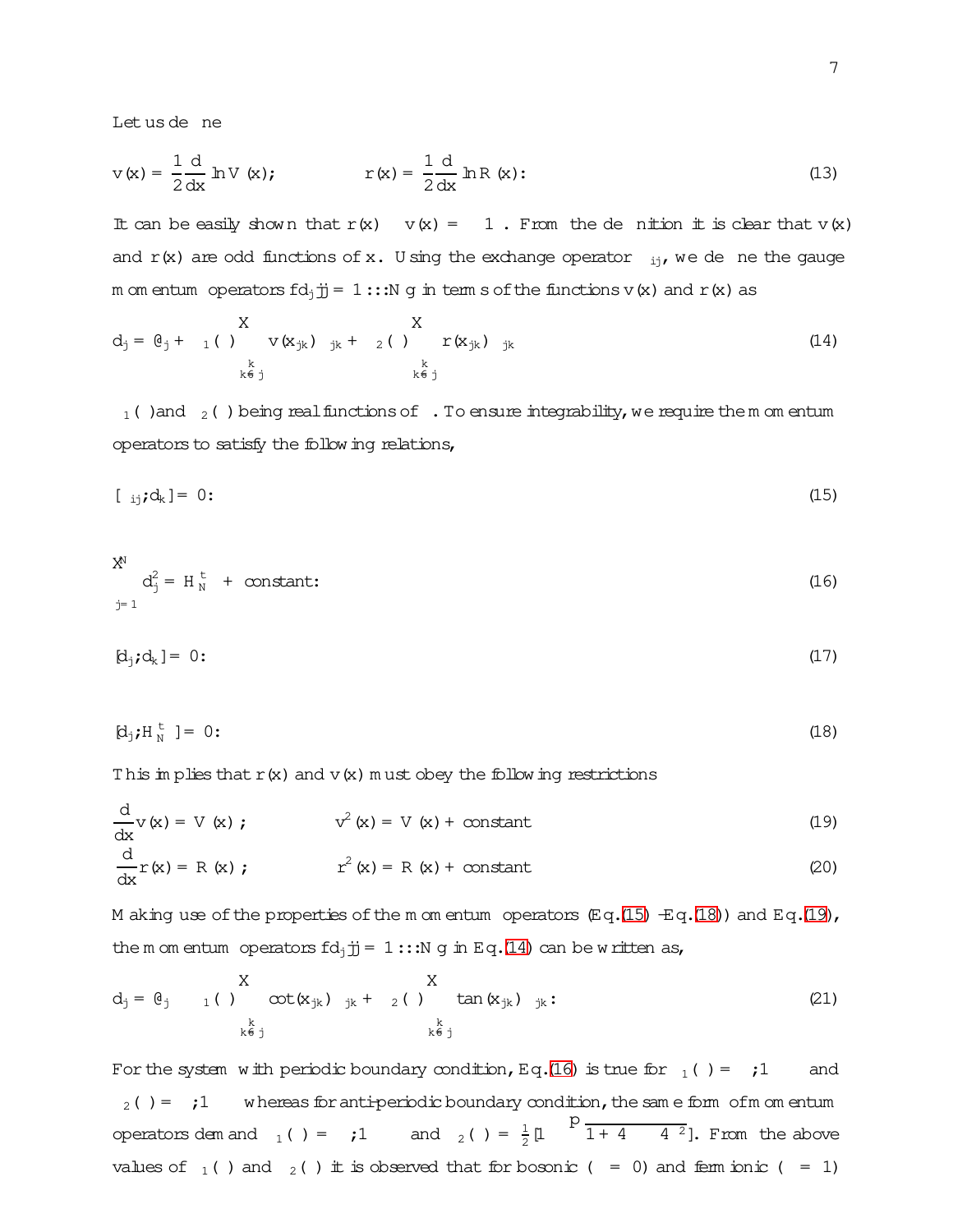Let us define

$$v(x) = \frac{1}{2}\frac{d}{dx}\ln V(x); \qquad\qquad r(x) = \frac{1}{2}\frac{d}{dx}\ln R(x): \tag{13}$$

It can be easily shown that $r(x) - v(x) = -1$. From the definition it is clear that $v(x)$ and $r(x)$ are odd functions of $x$. Using the exchange operator $\Pi_{ij}$, we define the gauge momentum operators $\{d_j | j = 1 ::: N\}$ in terms of the functions $v(x)$ and $r(x)$ as

$$d_j = \partial_j + \beta_1(\lambda)\sum_{k \neq j}^{k} v(x_{jk})\Pi_{jk} + \beta_2(\lambda)\sum_{k \neq j}^{k} r(x_{jk})\Pi_{jk} \tag{14}$$

$\beta_1(\lambda)$ and $\beta_2(\lambda)$ being real functions of $\lambda$. To ensure integrability, we require the momentum operators to satisfy the following relations,

$$[\Pi_{ij}; d_k] = 0: \tag{15}$$

$$\sum_{j=1}^{N} d_j^2 = H_N^t + \text{constant}: \tag{16}$$

$$[d_j; d_k] = 0: \tag{17}$$

$$[d_j; H_N^t] = 0: \tag{18}$$

This implies that $r(x)$ and $v(x)$ must obey the following restrictions

$$\frac{d}{dx}v(x) = V(x); \qquad\qquad v^2(x) = V(x) + \text{constant} \tag{19}$$

$$\frac{d}{dx}r(x) = R(x); \qquad\qquad r^2(x) = R(x) + \text{constant} \tag{20}$$

Making use of the properties of the momentum operators (Eq.(15) -Eq.(18)) and Eq.(19), the momentum operators $\{d_j | j = 1 ::: N\}$ in Eq.(14) can be written as,

$$d_j = \partial_j - \beta_1(\lambda)\sum_{k \neq j}^{k} \cot(x_{jk})\Pi_{jk} + \beta_2(\lambda)\sum_{k \neq j}^{k} \tan(x_{jk})\Pi_{jk}: \tag{21}$$

For the system with periodic boundary condition, Eq.(16) is true for $\beta_1(\lambda) = \lambda; 1$ and $\beta_2(\lambda) = \lambda; 1$ whereas for anti-periodic boundary condition, the same form of momentum operators demand $\beta_1(\lambda) = \lambda; 1$ and $\beta_2(\lambda) = \frac{1}{2}[1 - \sqrt{1 + 4\lambda - 4\lambda^2}]$. From the above values of $\beta_1(\lambda)$ and $\beta_2(\lambda)$ it is observed that for bosonic ($\lambda = 0$) and fermionic ($\lambda = 1$)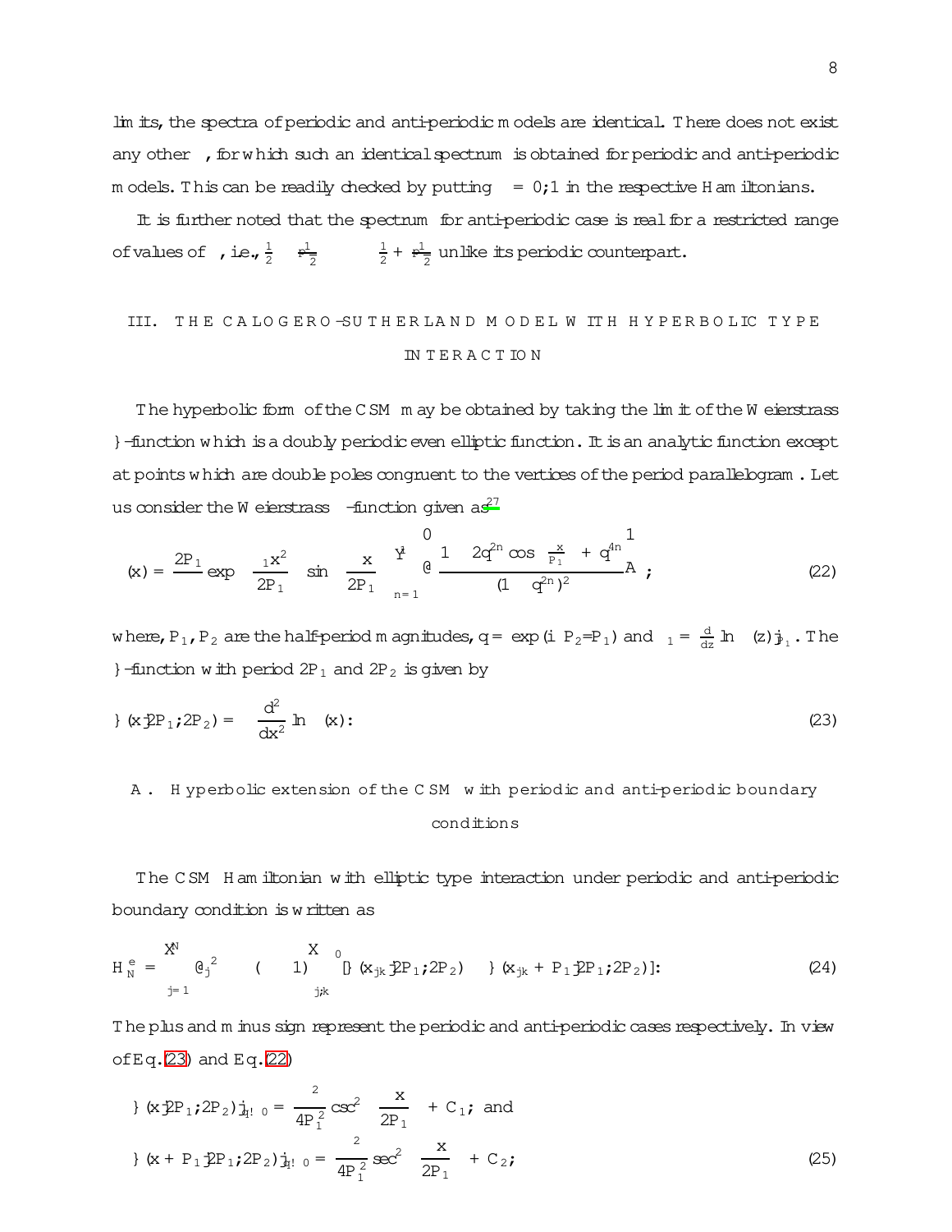limits, the spectra of periodic and anti-periodic models are identical. There does not exist any other $\lambda$, for which such an identical spectrum is obtained for periodic and anti-periodic models. This can be readily checked by putting $\lambda = 0, 1$ in the respective Hamiltonians.

It is further noted that the spectrum for anti-periodic case is real for a restricted range of values of $\lambda$, i.e., $\frac{1}{2} - \frac{1}{\sqrt{2}} \leq \lambda \leq \frac{1}{2} + \frac{1}{\sqrt{2}}$ unlike its periodic counterpart.

## III. THE CALOGERO-SUTHERLAND MODEL WITH HYPERBOLIC TYPE INTERACTION

The hyperbolic form of the CSM may be obtained by taking the limit of the Weierstrass $\wp$-function which is a doubly periodic even elliptic function. It is an analytic function except at points which are double poles congruent to the vertices of the period parallelogram. Let us consider the Weierstrass $\sigma$-function given as[27]

$$\sigma(x) = \frac{2P_1}{\pi} \exp\left(\frac{\eta_1 x^2}{2P_1}\right) \sin\left(\frac{\pi x}{2P_1}\right) \prod_{n=1}^{\infty} \left(\frac{1 - 2q^{2n}\cos\left(\frac{\pi x}{P_1}\right) + q^{4n}}{(1-q^{2n})^2}\right), \tag{22}$$

where, $P_1$, $P_2$ are the half-period magnitudes, $q = \exp(i\pi P_2/P_1)$ and $\eta_1 = \frac{d}{dz} \ln \sigma(z)|_{P_1}$. The $\wp$-function with period $2P_1$ and $2P_2$ is given by

$$\wp(x|2P_1, 2P_2) = -\frac{d^2}{dx^2} \ln \sigma(x). \tag{23}$$

### A. Hyperbolic extension of the CSM with periodic and anti-periodic boundary conditions

The CSM Hamiltonian with elliptic type interaction under periodic and anti-periodic boundary condition is written as

$$H_N^e = -\sum_{j=1}^{N} \partial_j^{\,2} - \lambda(\lambda - 1) \sum_{j,k}^{\prime} [\wp(x_{jk}|2P_1, 2P_2) \mp \wp(x_{jk} + P_1|2P_1, 2P_2)]. \tag{24}$$

The plus and minus sign represent the periodic and anti-periodic cases respectively. In view of Eq.(23) and Eq.(22)

$$\begin{aligned}
\wp(x|2P_1, 2P_2)|_{q \to 0} &= \frac{\pi^2}{4P_1^2} \csc^2\left(\frac{\pi x}{2P_1}\right) + C_1, \text{ and} \\
\wp(x + P_1|2P_1, 2P_2)|_{q \to 0} &= \frac{\pi^2}{4P_1^2} \sec^2\left(\frac{\pi x}{2P_1}\right) + C_2,
\end{aligned} \tag{25}$$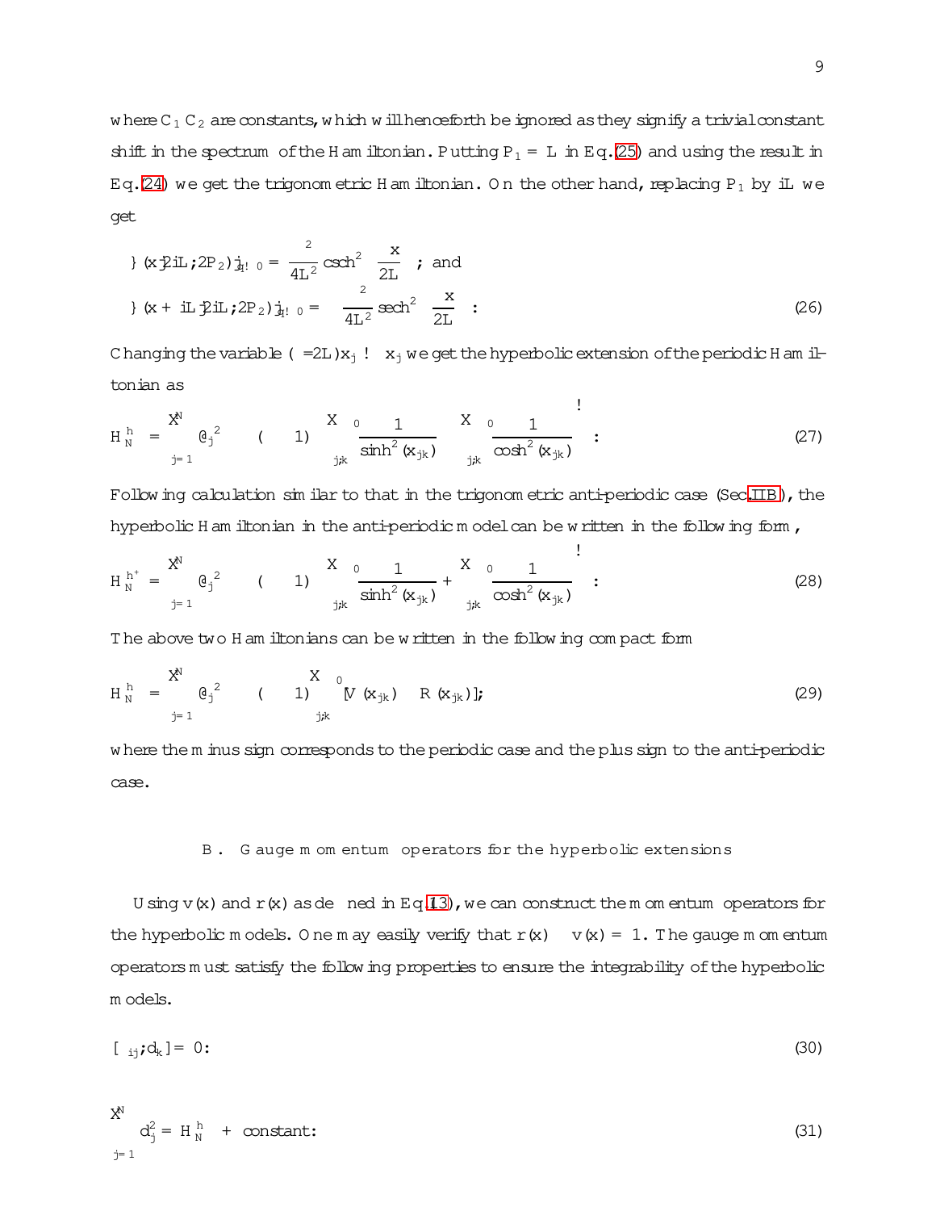where $C_1$ $C_2$ are constants, which will henceforth be ignored as they signify a trivial constant shift in the spectrum of the Hamiltonian. Putting $P_1 = L$ in Eq.(25) and using the result in Eq.(24) we get the trigonometric Hamiltonian. On the other hand, replacing $P_1$ by $iL$ we get

$$\wp(x|2iL;2P_2)|_{\epsilon\to 0} = \frac{\pi^2}{4L^2}\operatorname{csch}^2\left(\frac{\pi x}{2L}\right) \text{; and}$$

$$\wp(x+iL|2iL;2P_2)|_{\epsilon\to 0} = -\frac{\pi^2}{4L^2}\operatorname{sech}^2\left(\frac{\pi x}{2L}\right) . \tag{26}$$

Changing the variable $(\pi/2L)x_j \to x_j$ we get the hyperbolic extension of the periodic Hamiltonian as

$$H_N^{h} = -\sum_{j=1}^{N}\partial_j^2 - \beta(\beta-1)\left(\sum_{j,k}{}^{'}\frac{1}{\sinh^2(x_{jk})} - \sum_{j,k}{}^{'}\frac{1}{\cosh^2(x_{jk})}\right) . \tag{27}$$

Following calculation similar to that in the trigonometric anti-periodic case (Sec.IIB), the hyperbolic Hamiltonian in the anti-periodic model can be written in the following form,

$$H_N^{h^+} = -\sum_{j=1}^{N}\partial_j^2 - \beta(\beta-1)\left(\sum_{j,k}{}^{'}\frac{1}{\sinh^2(x_{jk})} + \sum_{j,k}{}^{'}\frac{1}{\cosh^2(x_{jk})}\right) . \tag{28}$$

The above two Hamiltonians can be written in the following compact form

$$H_N^{h^{\mp}} = -\sum_{j=1}^{N}\partial_j^2 - \beta(\beta-1)\sum_{j,k}{}^{'}[V(x_{jk}) \mp R(x_{jk})]; \tag{29}$$

where the minus sign corresponds to the periodic case and the plus sign to the anti-periodic case.

### B. Gauge momentum operators for the hyperbolic extensions

Using $v(x)$ and $r(x)$ as defined in Eq.(13), we can construct the momentum operators for the hyperbolic models. One may easily verify that $r(x)^2 - v(x)^2 = 1$. The gauge momentum operators must satisfy the following properties to ensure the integrability of the hyperbolic models.

$$[\pi_{ij}, d_k] = 0 . \tag{30}$$

$$\sum_{j=1}^{N} d_j^2 = H_N^{h^{\mp}} + \text{constant} . \tag{31}$$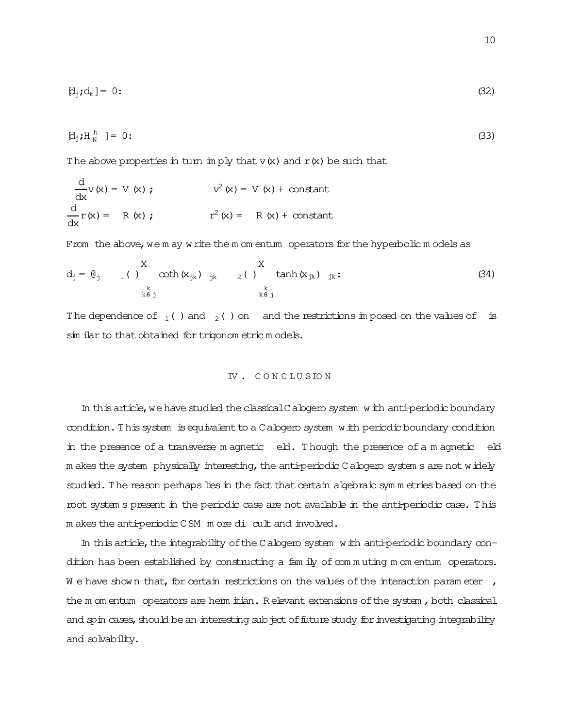$$[d_j, d_k] = 0. \tag{32}$$

$$[d_j, H_N^h] = 0. \tag{33}$$

The above properties in turn imply that $v(x)$ and $r(x)$ be such that

$$\frac{d}{dx}v(x) = V(x); \qquad v^2(x) = V(x) + \text{constant}$$

$$\frac{d}{dx}r(x) = -R(x); \qquad r^2(x) = -R(x) + \text{constant}$$

From the above, we may write the momentum operators for the hyperbolic models as

$$d_j = \partial_j - \beta_1(\ell)\sum_{\substack{k \\ k\neq j}} \coth(x_{jk})\,\sigma_{jk} - \beta_2(\ell)\sum_{\substack{k \\ k\neq j}} \tanh(x_{jk})\,\sigma_{jk}. \tag{34}$$

The dependence of $\beta_1(\ell)$ and $\beta_2(\ell)$ on $\ell$ and the restrictions imposed on the values of $\ell$ is similar to that obtained for trigonometric models.

## IV. CONCLUSION

In this article, we have studied the classical Calogero system with anti-periodic boundary condition. This system is equivalent to a Calogero system with periodic boundary condition in the presence of a transverse magnetic field. Though the presence of a magnetic field makes the system physically interesting, the anti-periodic Calogero systems are not widely studied. The reason perhaps lies in the fact that certain algebraic symmetries based on the root systems present in the periodic case are not available in the anti-periodic case. This makes the anti-periodic CSM more difficult and involved.

In this article, the integrability of the Calogero system with anti-periodic boundary condition has been established by constructing a family of commuting momentum operators. We have shown that, for certain restrictions on the values of the interaction parameter $\ell$, the momentum operators are hermitian. Relevant extensions of the system, both classical and spin cases, should be an interesting subject of future study for investigating integrability and solvability.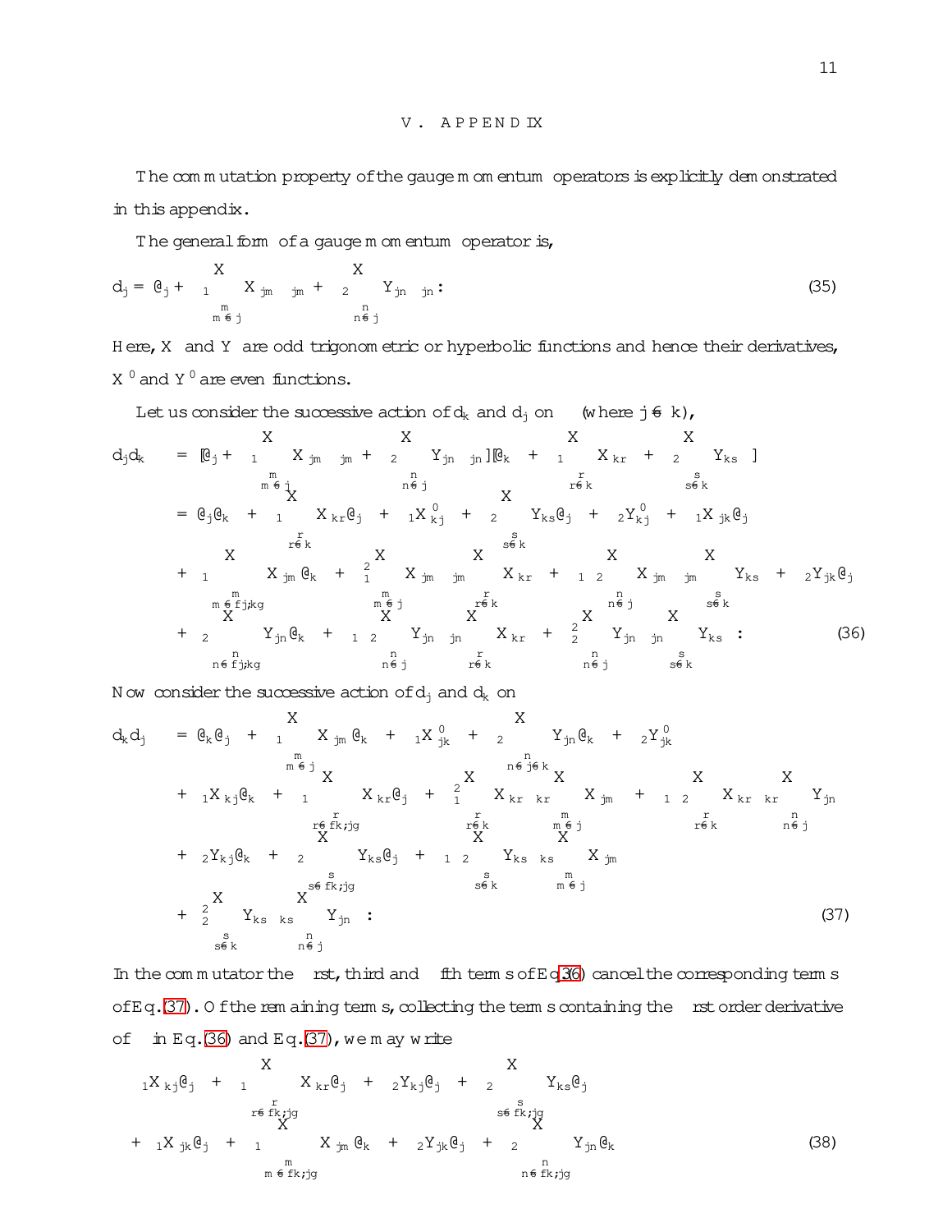## V. APPENDIX

The commutation property of the gauge momentum operators is explicitly demonstrated in this appendix.

The general form of a gauge momentum operator is,

$$d_j = \partial_j + \lambda_1 \sum_{\substack{m \\ m\neq j}} X_{jm}\,\sigma_{jm} + \lambda_2 \sum_{\substack{n \\ n\neq j}} Y_{jn}\,\sigma_{jn}. \tag{35}$$

Here, $X$ and $Y$ are odd trigonometric or hyperbolic functions and hence their derivatives, $X'$ and $Y'$ are even functions.

Let us consider the successive action of $d_k$ and $d_j$ on $\psi$ (where $j \neq k$),

$$
\begin{aligned}
d_j d_k \psi &= [\partial_j + \lambda_1 \sum_{\substack{m \\ m\neq j}} X_{jm}\sigma_{jm} + \lambda_2 \sum_{\substack{n \\ n\neq j}} Y_{jn}\sigma_{jn}][\partial_k + \lambda_1 \sum_{\substack{r \\ r\neq k}} X_{kr}\sigma_{kr} + \lambda_2 \sum_{\substack{s \\ s\neq k}} Y_{ks}\sigma_{ks}]\psi \\
&= \partial_j\partial_k\psi + \lambda_1 \sum_{\substack{r \\ r\neq k}} X_{kr}\partial_j\psi + \lambda_1 X'_{kj}\psi + \lambda_2 \sum_{\substack{s \\ s\neq k}} Y_{ks}\partial_j\psi + \lambda_2 Y'_{kj}\psi + \lambda_1 X_{jk}\partial_j\psi \\
&+ \lambda_1 \sum_{\substack{m \\ m\neq\{j,k\}}} X_{jm}\partial_k\psi + \lambda_1^2 \sum_{\substack{m \\ m\neq j}} X_{jm}\sigma_{jm} \sum_{\substack{r \\ r\neq k}} X_{kr}\psi + \lambda_1\lambda_2 \sum_{\substack{n \\ n\neq j}} X_{jm}\sigma_{jm} \sum_{\substack{s \\ s\neq k}} Y_{ks}\psi + \lambda_2 Y_{jk}\partial_j\psi \\
&+ \lambda_2 \sum_{\substack{n \\ n\neq\{j,k\}}} Y_{jn}\partial_k\psi + \lambda_1\lambda_2 \sum_{\substack{n \\ n\neq j}} Y_{jn}\sigma_{jn} \sum_{\substack{r \\ r\neq k}} X_{kr}\psi + \lambda_2^2 \sum_{\substack{n \\ n\neq j}} Y_{jn}\sigma_{jn} \sum_{\substack{s \\ s\neq k}} Y_{ks}\psi.
\end{aligned} \tag{36}
$$

Now consider the successive action of $d_j$ and $d_k$ on $\psi$

$$
\begin{aligned}
d_k d_j \psi &= \partial_k\partial_j\psi + \lambda_1 \sum_{\substack{m \\ m\neq j}} X_{jm}\partial_k\psi + \lambda_1 X'_{jk}\psi + \lambda_2 \sum_{\substack{n \\ n\neq j\neq k}} Y_{jn}\partial_k\psi + \lambda_2 Y'_{jk}\psi \\
&+ \lambda_1 X_{kj}\partial_k\psi + \lambda_1 \sum_{\substack{r \\ r\neq\{k,j\}}} X_{kr}\partial_j\psi + \lambda_1^2 \sum_{\substack{r \\ r\neq k}} X_{kr}\sigma_{kr} \sum_{\substack{m \\ m\neq j}} X_{jm}\psi + \lambda_1\lambda_2 \sum_{\substack{r \\ r\neq k}} X_{kr}\sigma_{kr} \sum_{\substack{n \\ n\neq j}} Y_{jn}\psi \\
&+ \lambda_2 Y_{kj}\partial_k\psi + \lambda_2 \sum_{\substack{s \\ s\neq\{k,j\}}} Y_{ks}\partial_j\psi + \lambda_1\lambda_2 \sum_{\substack{s \\ s\neq k}} Y_{ks}\sigma_{ks} \sum_{\substack{m \\ m\neq j}} X_{jm}\psi \\
&+ \lambda_2^2 \sum_{\substack{s \\ s\neq k}} Y_{ks}\sigma_{ks} \sum_{\substack{n \\ n\neq j}} Y_{jn}\psi.
\end{aligned} \tag{37}
$$

In the commutator the first, third and fifth terms of Eq.(36) cancel the corresponding terms of Eq.(37). Of the remaining terms, collecting the terms containing the first order derivative of $\psi$ in Eq.(36) and Eq.(37), we may write

$$
\begin{aligned}
&\lambda_1 X_{kj}\partial_j\psi + \lambda_1 \sum_{\substack{r \\ r\neq\{k,j\}}} X_{kr}\partial_j\psi + \lambda_2 Y_{kj}\partial_j\psi + \lambda_2 \sum_{\substack{s \\ s\neq\{k,j\}}} Y_{ks}\partial_j\psi \\
&+ \lambda_1 X_{jk}\partial_j\psi + \lambda_1 \sum_{\substack{m \\ m\neq\{k,j\}}} X_{jm}\partial_k\psi + \lambda_2 Y_{jk}\partial_j\psi + \lambda_2 \sum_{\substack{n \\ n\neq\{k,j\}}} Y_{jn}\partial_k\psi
\end{aligned} \tag{38}
$$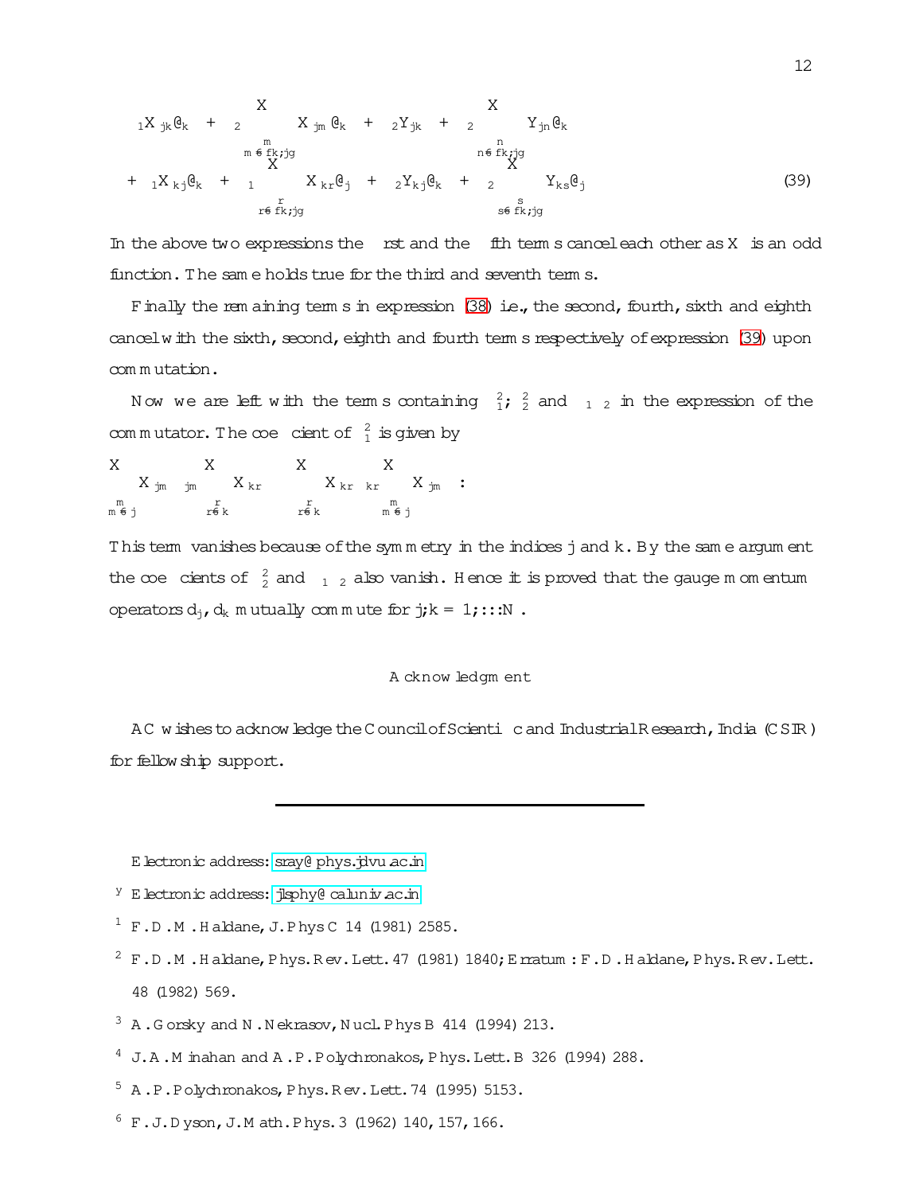$$
\begin{aligned}
&\alpha_1 X_{jk}\partial_k + \alpha_2 \sum_{m \neq \{k,j\}} X_{jm}\partial_k + \beta_2 Y_{jk} + \beta_2 \sum_{n \neq \{k,j\}} Y_{jn}\partial_k \\
&+ \alpha_1 X_{kj}\partial_k + \alpha_1 \sum_{r \neq \{k,j\}} X_{kr}\partial_j + \beta_2 Y_{kj}\partial_k + \beta_2 \sum_{s \neq \{k,j\}} Y_{ks}\partial_j
\end{aligned}
\tag{39}
$$

In the above two expressions the first and the fifth terms cancel each other as $X$ is an odd function. The same holds true for the third and seventh terms.

Finally the remaining terms in expression (38) i.e., the second, fourth, sixth and eighth cancel with the sixth, second, eighth and fourth terms respectively of expression (39) upon commutation.

Now we are left with the terms containing $\alpha_1^2$; $\alpha_2^2$ and $\alpha_1\alpha_2$ in the expression of the commutator. The coefficient of $\alpha_1^2$ is given by

$$
\sum_{m \neq j} X_{jm} \sum_{r \neq k} X_{kr} - \sum_{r \neq k} X_{kr} \sum_{m \neq j} X_{jm} :
$$

This term vanishes because of the symmetry in the indices $j$ and $k$. By the same argument the coefficients of $\alpha_2^2$ and $\alpha_1\alpha_2$ also vanish. Hence it is proved that the gauge momentum operators $d_j$, $d_k$ mutually commute for $j,k = 1,\ldots,N$.

## Acknowledgment

AC wishes to acknowledge the Council of Scientific and Industrial Research, India (CSIR) for fellowship support.

---

Electronic address: sray@phys.jdvu.ac.in

[y] Electronic address: jlsphy@caluniv.ac.in

[1] F.D.M. Haldane, J. Phys C 14 (1981) 2585.

[2] F.D.M. Haldane, Phys. Rev. Lett. 47 (1981) 1840; Erratum: F.D. Haldane, Phys. Rev. Lett. 48 (1982) 569.

[3] A. Gorsky and N. Nekrasov, Nucl. Phys B 414 (1994) 213.

[4] J.A. Minahan and A.P. Polychronakos, Phys. Lett. B 326 (1994) 288.

[5] A.P. Polychronakos, Phys. Rev. Lett. 74 (1995) 5153.

[6] F.J. Dyson, J. Math. Phys. 3 (1962) 140, 157, 166.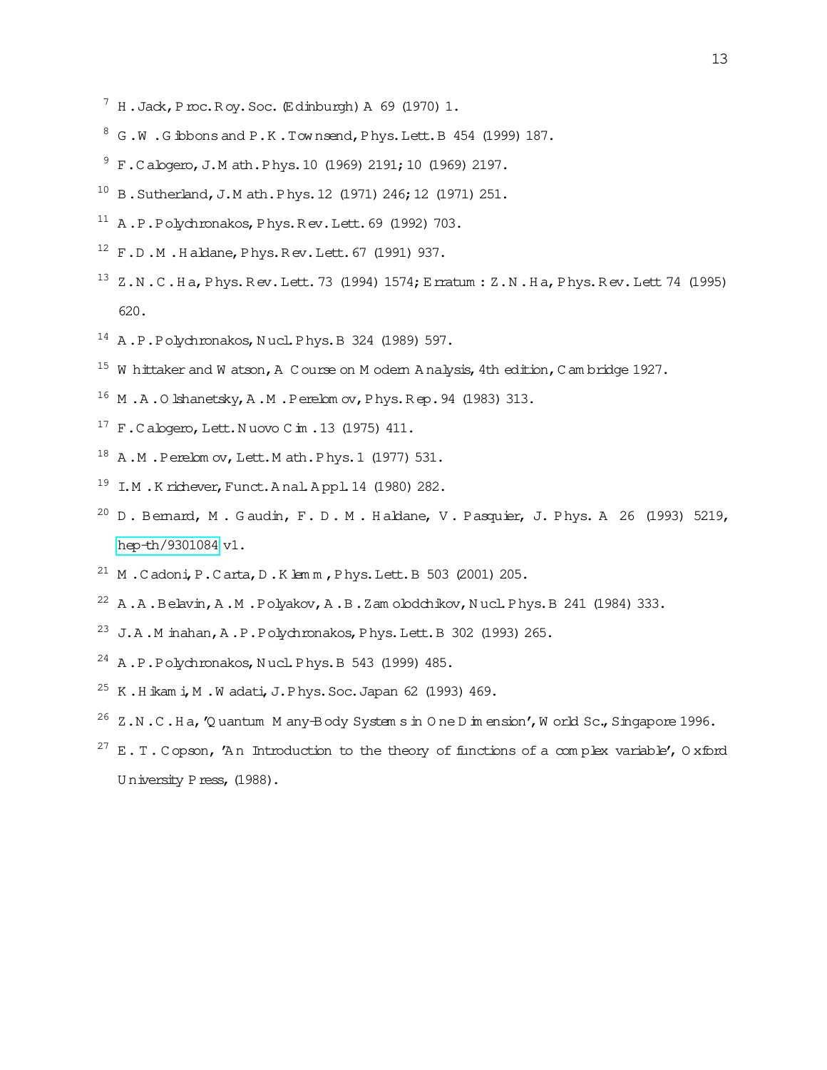[7] H. Jack, Proc. Roy. Soc. (Edinburgh) A 69 (1970) 1.

[8] G. W. Gibbons and P. K. Townsend, Phys. Lett. B 454 (1999) 187.

[9] F. Calogero, J. Math. Phys. 10 (1969) 2191; 10 (1969) 2197.

[10] B. Sutherland, J. Math. Phys. 12 (1971) 246; 12 (1971) 251.

[11] A. P. Polychronakos, Phys. Rev. Lett. 69 (1992) 703.

[12] F. D. M. Haldane, Phys. Rev. Lett. 67 (1991) 937.

[13] Z. N. C. Ha, Phys. Rev. Lett. 73 (1994) 1574; Erratum: Z. N. Ha, Phys. Rev. Lett 74 (1995) 620.

[14] A. P. Polychronakos, Nucl. Phys. B 324 (1989) 597.

[15] Whittaker and Watson, A Course on Modern Analysis, 4th edition, Cambridge 1927.

[16] M. A. Olshanetsky, A. M. Perelomov, Phys. Rep. 94 (1983) 313.

[17] F. Calogero, Lett. Nuovo Cim. 13 (1975) 411.

[18] A. M. Perelomov, Lett. Math. Phys. 1 (1977) 531.

[19] I. M. Krichever, Funct. Anal. Appl. 14 (1980) 282.

[20] D. Bernard, M. Gaudin, F. D. M. Haldane, V. Pasquier, J. Phys. A 26 (1993) 5219, hep-th/9301084 v1.

[21] M. Cadoni, P. Carta, D. Klemm, Phys. Lett. B 503 (2001) 205.

[22] A. A. Belavin, A. M. Polyakov, A. B. Zamolodchikov, Nucl. Phys. B 241 (1984) 333.

[23] J. A. Minahan, A. P. Polychronakos, Phys. Lett. B 302 (1993) 265.

[24] A. P. Polychronakos, Nucl. Phys. B 543 (1999) 485.

[25] K. Hikami, M. Wadati, J. Phys. Soc. Japan 62 (1993) 469.

[26] Z. N. C. Ha, 'Quantum Many-Body Systems in One Dimension', World Sc., Singapore 1996.

[27] E. T. Copson, 'An Introduction to the theory of functions of a complex variable', Oxford University Press, (1988).